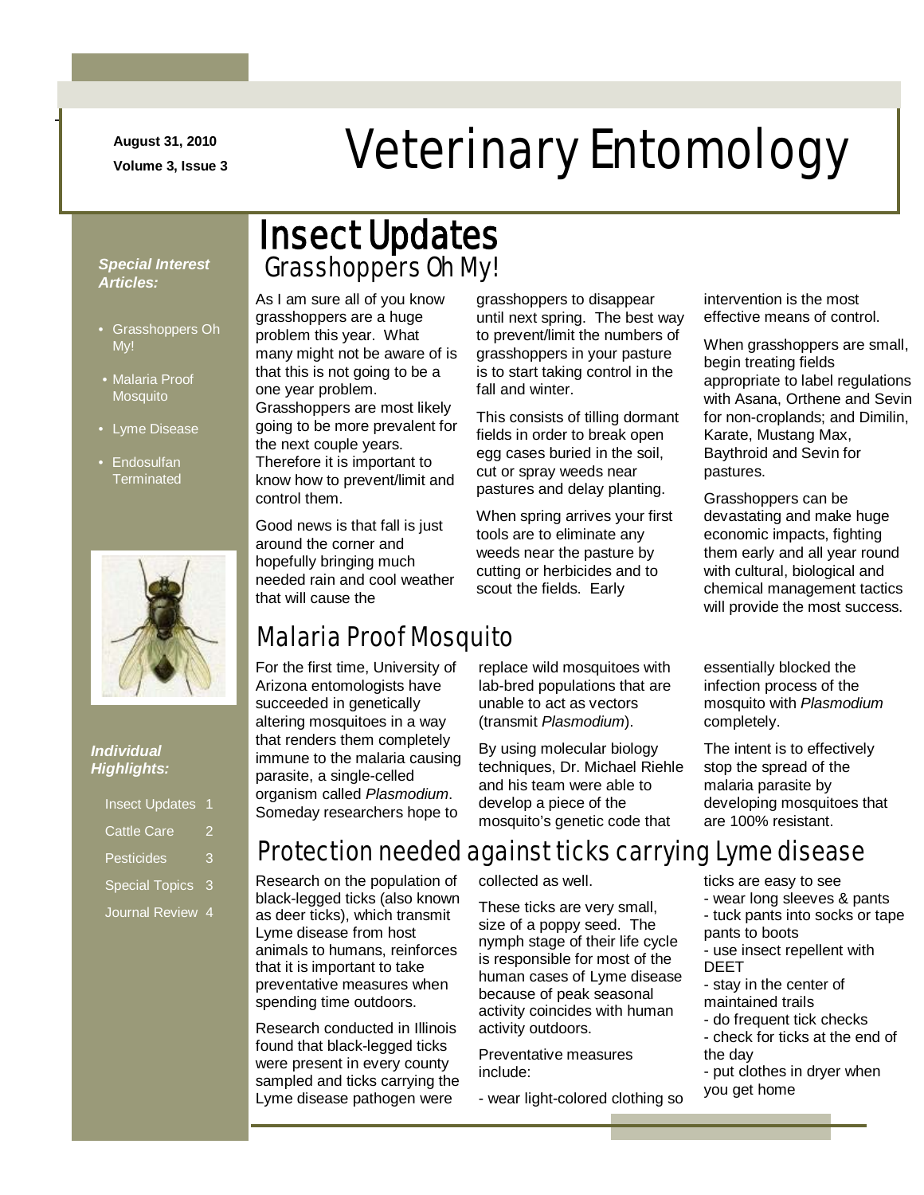August 31, 2010

Volume 3, Issue 3

# Veterinary Entomology

***Special Interest Articles:***

- Grasshoppers Oh My!
- Malaria Proof Mosquito
- Lyme Disease
- Endosulfan Terminated

***Individual Highlights:***

| | |
|---|---|
| Insect Updates | 1 |
| Cattle Care | 2 |
| Pesticides | 3 |
| Special Topics | 3 |
| Journal Review | 4 |

## Insect Updates

### Grasshoppers Oh My!

As I am sure all of you know grasshoppers are a huge problem this year. What many might not be aware of is that this is not going to be a one year problem. Grasshoppers are most likely going to be more prevalent for the next couple years. Therefore it is important to know how to prevent/limit and control them.

Good news is that fall is just around the corner and hopefully bringing much needed rain and cool weather that will cause the grasshoppers to disappear until next spring. The best way to prevent/limit the numbers of grasshoppers in your pasture is to start taking control in the fall and winter.

This consists of tilling dormant fields in order to break open egg cases buried in the soil, cut or spray weeds near pastures and delay planting.

When spring arrives your first tools are to eliminate any weeds near the pasture by cutting or herbicides and to scout the fields. Early intervention is the most effective means of control.

When grasshoppers are small, begin treating fields appropriate to label regulations with Asana, Orthene and Sevin for non-croplands; and Dimilin, Karate, Mustang Max, Baythroid and Sevin for pastures.

Grasshoppers can be devastating and make huge economic impacts, fighting them early and all year round with cultural, biological and chemical management tactics will provide the most success.

### Malaria Proof Mosquito

For the first time, University of Arizona entomologists have succeeded in genetically altering mosquitoes in a way that renders them completely immune to the malaria causing parasite, a single-celled organism called *Plasmodium*. Someday researchers hope to replace wild mosquitoes with lab-bred populations that are unable to act as vectors (transmit *Plasmodium*).

By using molecular biology techniques, Dr. Michael Riehle and his team were able to develop a piece of the mosquito's genetic code that essentially blocked the infection process of the mosquito with *Plasmodium* completely.

The intent is to effectively stop the spread of the malaria parasite by developing mosquitoes that are 100% resistant.

### Protection needed against ticks carrying Lyme disease

Research on the population of black-legged ticks (also known as deer ticks), which transmit Lyme disease from host animals to humans, reinforces that it is important to take preventative measures when spending time outdoors.

Research conducted in Illinois found that black-legged ticks were present in every county sampled and ticks carrying the Lyme disease pathogen were collected as well.

These ticks are very small, size of a poppy seed. The nymph stage of their life cycle is responsible for most of the human cases of Lyme disease because of peak seasonal activity coincides with human activity outdoors.

Preventative measures include:

- wear light-colored clothing so ticks are easy to see
- wear long sleeves & pants
- tuck pants into socks or tape pants to boots
- use insect repellent with DEET
- stay in the center of maintained trails
- do frequent tick checks
- check for ticks at the end of the day
- put clothes in dryer when you get home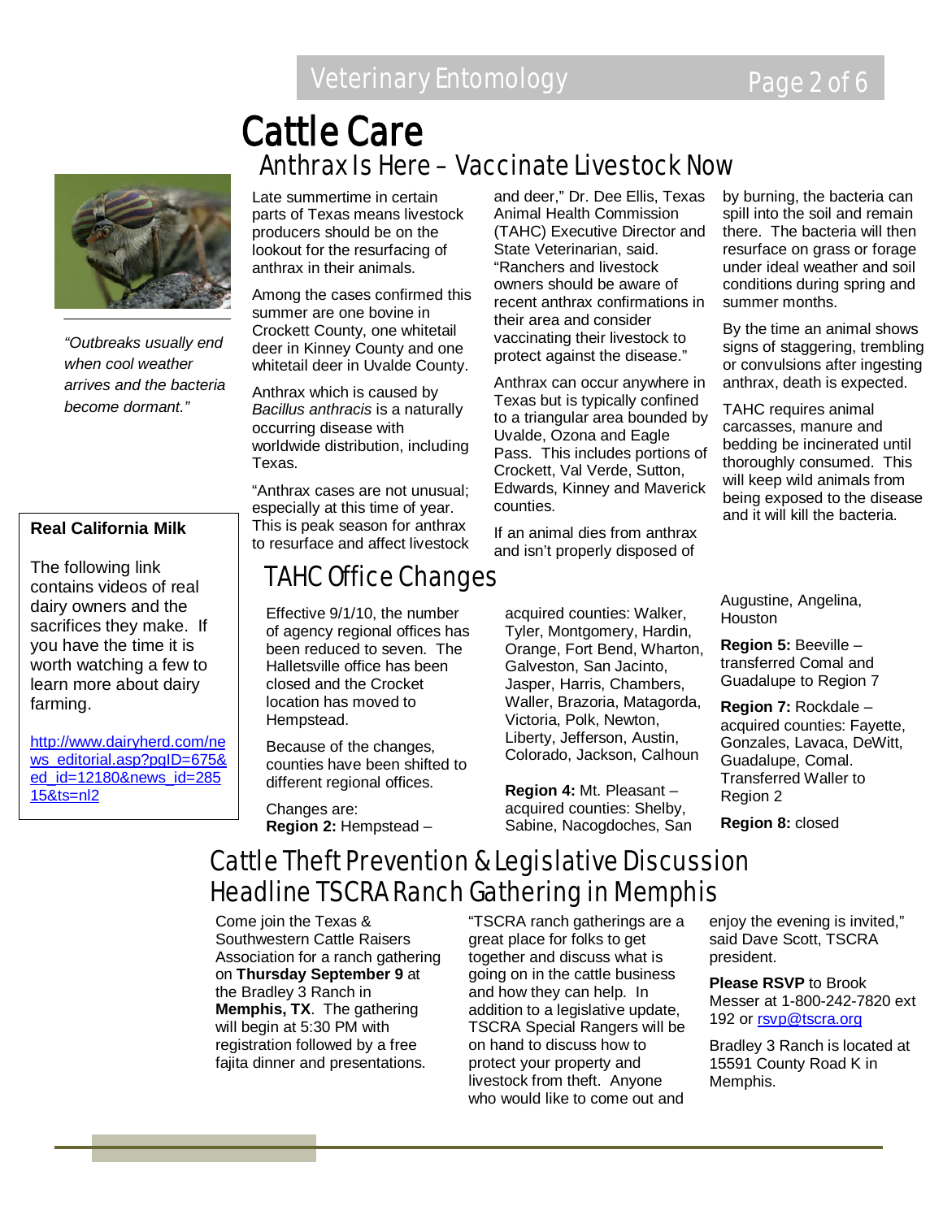# Cattle Care

## Anthrax Is Here – Vaccinate Livestock Now

Late summertime in certain parts of Texas means livestock producers should be on the lookout for the resurfacing of anthrax in their animals.

Among the cases confirmed this summer are one bovine in Crockett County, one whitetail deer in Kinney County and one whitetail deer in Uvalde County.

Anthrax which is caused by *Bacillus anthracis* is a naturally occurring disease with worldwide distribution, including Texas.

"Anthrax cases are not unusual; especially at this time of year. This is peak season for anthrax to resurface and affect livestock and deer," Dr. Dee Ellis, Texas Animal Health Commission (TAHC) Executive Director and State Veterinarian, said. "Ranchers and livestock owners should be aware of recent anthrax confirmations in their area and consider vaccinating their livestock to protect against the disease."

Anthrax can occur anywhere in Texas but is typically confined to a triangular area bounded by Uvalde, Ozona and Eagle Pass. This includes portions of Crockett, Val Verde, Sutton, Edwards, Kinney and Maverick counties.

If an animal dies from anthrax and isn't properly disposed of by burning, the bacteria can spill into the soil and remain there. The bacteria will then resurface on grass or forage under ideal weather and soil conditions during spring and summer months.

By the time an animal shows signs of staggering, trembling or convulsions after ingesting anthrax, death is expected.

TAHC requires animal carcasses, manure and bedding be incinerated until thoroughly consumed. This will keep wild animals from being exposed to the disease and it will kill the bacteria.

*"Outbreaks usually end when cool weather arrives and the bacteria become dormant."*

## TAHC Office Changes

Effective 9/1/10, the number of agency regional offices has been reduced to seven. The Halletsville office has been closed and the Crocket location has moved to Hempstead.

Because of the changes, counties have been shifted to different regional offices.

Changes are:

**Region 2:** Hempstead – acquired counties: Walker, Tyler, Montgomery, Hardin, Orange, Fort Bend, Wharton, Galveston, San Jacinto, Jasper, Harris, Chambers, Waller, Brazoria, Matagorda, Victoria, Polk, Newton, Liberty, Jefferson, Austin, Colorado, Jackson, Calhoun

**Region 4:** Mt. Pleasant – acquired counties: Shelby, Sabine, Nacogdoches, San Augustine, Angelina, Houston

**Region 5:** Beeville – transferred Comal and Guadalupe to Region 7

**Region 7:** Rockdale – acquired counties: Fayette, Gonzales, Lavaca, DeWitt, Guadalupe, Comal. Transferred Waller to Region 2

**Region 8:** closed

**Real California Milk**

The following link contains videos of real dairy owners and the sacrifices they make. If you have the time it is worth watching a few to learn more about dairy farming.

http://www.dairyherd.com/news_editorial.asp?pgID=675&ed_id=12180&news_id=28515&ts=nl2

## Cattle Theft Prevention & Legislative Discussion Headline TSCRA Ranch Gathering in Memphis

Come join the Texas & Southwestern Cattle Raisers Association for a ranch gathering on **Thursday September 9** at the Bradley 3 Ranch in **Memphis, TX**. The gathering will begin at 5:30 PM with registration followed by a free fajita dinner and presentations.

"TSCRA ranch gatherings are a great place for folks to get together and discuss what is going on in the cattle business and how they can help. In addition to a legislative update, TSCRA Special Rangers will be on hand to discuss how to protect your property and livestock from theft. Anyone who would like to come out and enjoy the evening is invited," said Dave Scott, TSCRA president.

**Please RSVP** to Brook Messer at 1-800-242-7820 ext 192 or rsvp@tscra.org

Bradley 3 Ranch is located at 15591 County Road K in Memphis.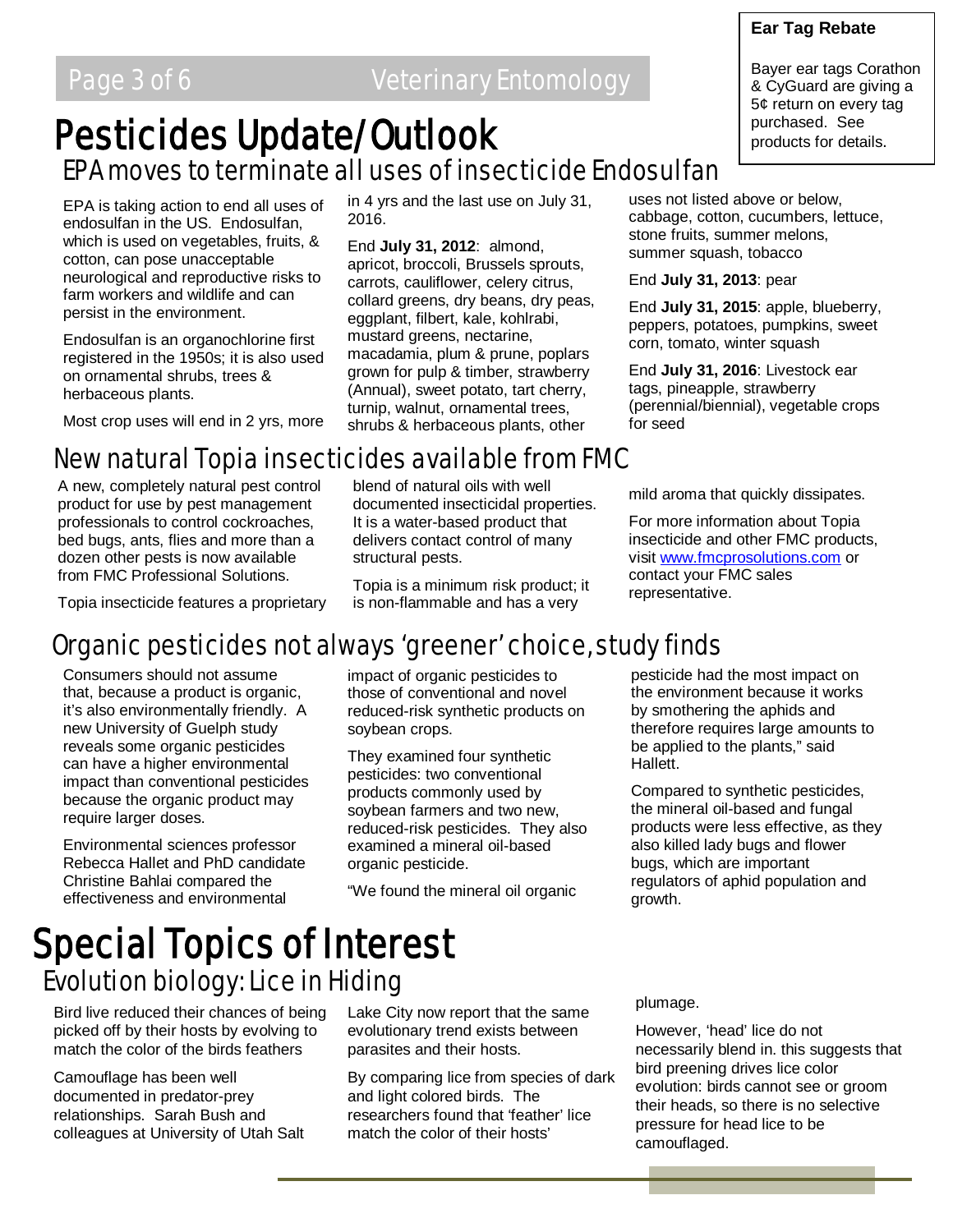**Ear Tag Rebate**

Bayer ear tags Corathon & CyGuard are giving a 5¢ return on every tag purchased. See products for details.

# Pesticides Update/Outlook

## EPA moves to terminate all uses of insecticide Endosulfan

EPA is taking action to end all uses of endosulfan in the US. Endosulfan, which is used on vegetables, fruits, & cotton, can pose unacceptable neurological and reproductive risks to farm workers and wildlife and can persist in the environment.

Endosulfan is an organochlorine first registered in the 1950s; it is also used on ornamental shrubs, trees & herbaceous plants.

Most crop uses will end in 2 yrs, more in 4 yrs and the last use on July 31, 2016.

End **July 31, 2012**: almond, apricot, broccoli, Brussels sprouts, carrots, cauliflower, celery citrus, collard greens, dry beans, dry peas, eggplant, filbert, kale, kohlrabi, mustard greens, nectarine, macadamia, plum & prune, poplars grown for pulp & timber, strawberry (Annual), sweet potato, tart cherry, turnip, walnut, ornamental trees, shrubs & herbaceous plants, other uses not listed above or below, cabbage, cotton, cucumbers, lettuce, stone fruits, summer melons, summer squash, tobacco

End **July 31, 2013**: pear

End **July 31, 2015**: apple, blueberry, peppers, potatoes, pumpkins, sweet corn, tomato, winter squash

End **July 31, 2016**: Livestock ear tags, pineapple, strawberry (perennial/biennial), vegetable crops for seed

## New natural Topia insecticides available from FMC

A new, completely natural pest control product for use by pest management professionals to control cockroaches, bed bugs, ants, flies and more than a dozen other pests is now available from FMC Professional Solutions.

Topia insecticide features a proprietary blend of natural oils with well documented insecticidal properties. It is a water-based product that delivers contact control of many structural pests.

Topia is a minimum risk product; it is non-flammable and has a very mild aroma that quickly dissipates.

For more information about Topia insecticide and other FMC products, visit www.fmcprosolutions.com or contact your FMC sales representative.

## Organic pesticides not always 'greener' choice, study finds

Consumers should not assume that, because a product is organic, it's also environmentally friendly. A new University of Guelph study reveals some organic pesticides can have a higher environmental impact than conventional pesticides because the organic product may require larger doses.

Environmental sciences professor Rebecca Hallet and PhD candidate Christine Bahlai compared the effectiveness and environmental impact of organic pesticides to those of conventional and novel reduced-risk synthetic products on soybean crops.

They examined four synthetic pesticides: two conventional products commonly used by soybean farmers and two new, reduced-risk pesticides. They also examined a mineral oil-based organic pesticide.

"We found the mineral oil organic pesticide had the most impact on the environment because it works by smothering the aphids and therefore requires large amounts to be applied to the plants," said Hallett.

Compared to synthetic pesticides, the mineral oil-based and fungal products were less effective, as they also killed lady bugs and flower bugs, which are important regulators of aphid population and growth.

# Special Topics of Interest

## Evolution biology: Lice in Hiding

Bird live reduced their chances of being picked off by their hosts by evolving to match the color of the birds feathers

Camouflage has been well documented in predator-prey relationships. Sarah Bush and colleagues at University of Utah Salt Lake City now report that the same evolutionary trend exists between parasites and their hosts.

By comparing lice from species of dark and light colored birds. The researchers found that 'feather' lice match the color of their hosts' plumage.

However, 'head' lice do not necessarily blend in. this suggests that bird preening drives lice color evolution: birds cannot see or groom their heads, so there is no selective pressure for head lice to be camouflaged.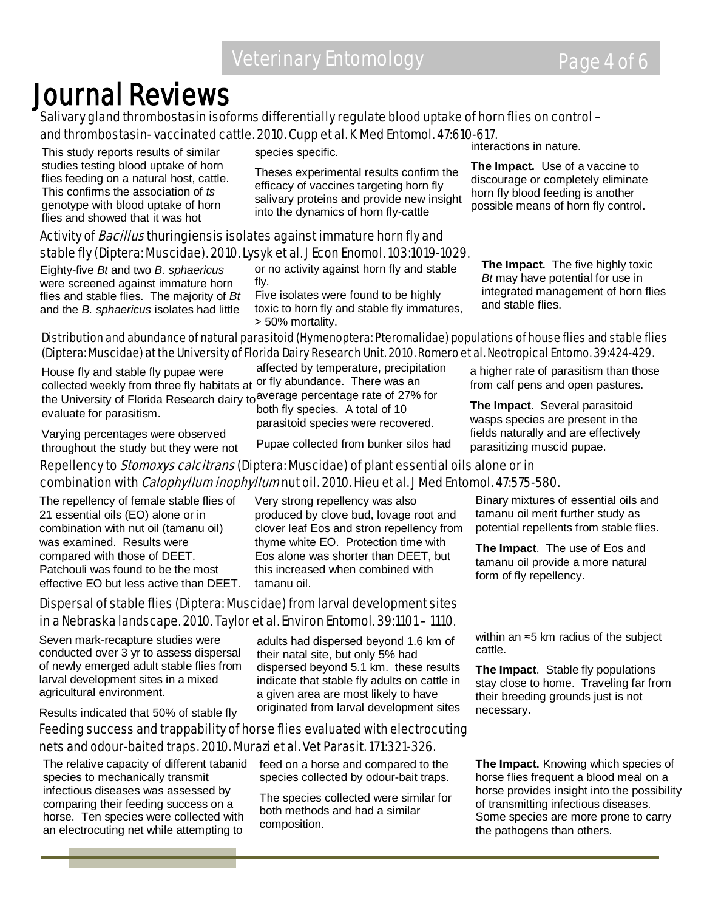# Journal Reviews

## Salivary gland thrombostasin isoforms differentially regulate blood uptake of horn flies on control – and thrombostasin- vaccinated cattle. 2010. Cupp et al. K Med Entomol. 47:610-617.

This study reports results of similar studies testing blood uptake of horn flies feeding on a natural host, cattle. This confirms the association of *ts* genotype with blood uptake of horn flies and showed that it was hot species specific.

Theses experimental results confirm the efficacy of vaccines targeting horn fly salivary proteins and provide new insight into the dynamics of horn fly-cattle interactions in nature.

**The Impact.** Use of a vaccine to discourage or completely eliminate horn fly blood feeding is another possible means of horn fly control.

## Activity of *Bacillus* thuringiensis isolates against immature horn fly and stable fly (Diptera: Muscidae). 2010. Lysyk et al. J Econ Enomol. 103:1019-1029.

Eighty-five *Bt* and two *B. sphaericus* were screened against immature horn flies and stable flies. The majority of *Bt* and the *B. sphaericus* isolates had little or no activity against horn fly and stable fly.

Five isolates were found to be highly toxic to horn fly and stable fly immatures, > 50% mortality.

**The Impact.** The five highly toxic *Bt* may have potential for use in integrated management of horn flies and stable flies.

## Distribution and abundance of natural parasitoid (Hymenoptera: Pteromalidae) populations of house flies and stable flies (Diptera: Muscidae) at the University of Florida Dairy Research Unit. 2010. Romero et al. Neotropical Entomo. 39:424-429.

House fly and stable fly pupae were collected weekly from three fly habitats at the University of Florida Research dairy to evaluate for parasitism.

Varying percentages were observed throughout the study but they were not affected by temperature, precipitation or fly abundance. There was an average percentage rate of 27% for both fly species. A total of 10 parasitoid species were recovered.

Pupae collected from bunker silos had a higher rate of parasitism than those from calf pens and open pastures.

**The Impact**. Several parasitoid wasps species are present in the fields naturally and are effectively parasitizing muscid pupae.

## Repellency to *Stomoxys calcitrans* (Diptera: Muscidae) of plant essential oils alone or in combination with *Calophyllum inophyllum* nut oil. 2010. Hieu et al. J Med Entomol. 47:575-580.

The repellency of female stable flies of 21 essential oils (EO) alone or in combination with nut oil (tamanu oil) was examined. Results were compared with those of DEET. Patchouli was found to be the most effective EO but less active than DEET.

Very strong repellency was also produced by clove bud, lovage root and clover leaf Eos and stron repellency from thyme white EO. Protection time with Eos alone was shorter than DEET, but this increased when combined with tamanu oil.

Binary mixtures of essential oils and tamanu oil merit further study as potential repellents from stable flies.

**The Impact**. The use of Eos and tamanu oil provide a more natural form of fly repellency.

## Dispersal of stable flies (Diptera: Muscidae) from larval development sites in a Nebraska landscape. 2010. Taylor et al. Environ Entomol. 39:1101 – 1110.

Seven mark-recapture studies were conducted over 3 yr to assess dispersal of newly emerged adult stable flies from larval development sites in a mixed agricultural environment.

Results indicated that 50% of stable fly adults had dispersed beyond 1.6 km of their natal site, but only 5% had dispersed beyond 5.1 km. these results indicate that stable fly adults on cattle in a given area are most likely to have originated from larval development sites within an ≈5 km radius of the subject cattle.

**The Impact**. Stable fly populations stay close to home. Traveling far from their breeding grounds just is not necessary.

## Feeding success and trappability of horse flies evaluated with electrocuting nets and odour-baited traps. 2010. Murazi et al. Vet Parasit. 171:321-326.

The relative capacity of different tabanid species to mechanically transmit infectious diseases was assessed by comparing their feeding success on a horse. Ten species were collected with an electrocuting net while attempting to feed on a horse and compared to the species collected by odour-bait traps.

The species collected were similar for both methods and had a similar composition.

**The Impact.** Knowing which species of horse flies frequent a blood meal on a horse provides insight into the possibility of transmitting infectious diseases. Some species are more prone to carry the pathogens than others.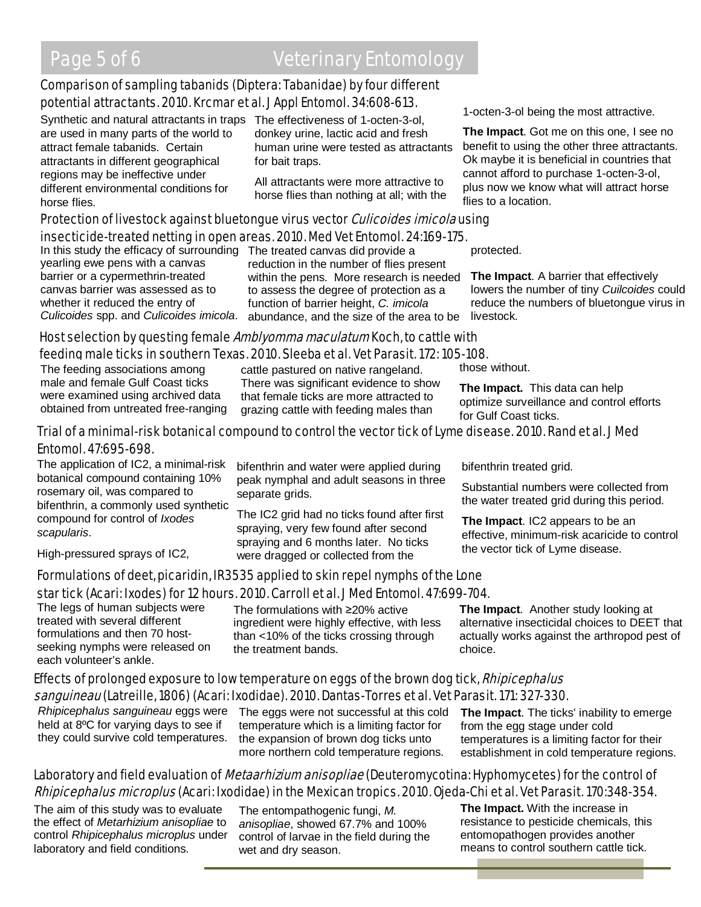## Comparison of sampling tabanids (Diptera: Tabanidae) by four different potential attractants. 2010. Krcmar et al. J Appl Entomol. 34:608-613.

Synthetic and natural attractants in traps are used in many parts of the world to attract female tabanids. Certain attractants in different geographical regions may be ineffective under different environmental conditions for horse flies.

The effectiveness of 1-octen-3-ol, donkey urine, lactic acid and fresh human urine were tested as attractants for bait traps.

All attractants were more attractive to horse flies than nothing at all; with the 1-octen-3-ol being the most attractive.

**The Impact**. Got me on this one, I see no benefit to using the other three attractants. Ok maybe it is beneficial in countries that cannot afford to purchase 1-octen-3-ol, plus now we know what will attract horse flies to a location.

## Protection of livestock against bluetongue virus vector *Culicoides imicola* using insecticide-treated netting in open areas. 2010. Med Vet Entomol. 24:169-175.

In this study the efficacy of surrounding yearling ewe pens with a canvas barrier or a cypermethrin-treated canvas barrier was assessed as to whether it reduced the entry of *Culicoides* spp. and *Culicoides imicola*.

The treated canvas did provide a reduction in the number of flies present within the pens. More research is needed to assess the degree of protection as a function of barrier height, *C. imicola* abundance, and the size of the area to be protected.

**The Impact**. A barrier that effectively lowers the number of tiny *Cuilcoides* could reduce the numbers of bluetongue virus in livestock.

## Host selection by questing female *Amblyomma maculatum* Koch, to cattle with feeding male ticks in southern Texas. 2010. Sleeba et al. Vet Parasit. 172: 105-108.

The feeding associations among male and female Gulf Coast ticks were examined using archived data obtained from untreated free-ranging cattle pastured on native rangeland. There was significant evidence to show that female ticks are more attracted to grazing cattle with feeding males than those without.

**The Impact.** This data can help optimize surveillance and control efforts for Gulf Coast ticks.

## Trial of a minimal-risk botanical compound to control the vector tick of Lyme disease. 2010. Rand et al. J Med Entomol. 47:695-698.

The application of IC2, a minimal-risk botanical compound containing 10% rosemary oil, was compared to bifenthrin, a commonly used synthetic compound for control of *Ixodes scapularis*.

High-pressured sprays of IC2, bifenthrin and water were applied during peak nymphal and adult seasons in three separate grids.

The IC2 grid had no ticks found after first spraying, very few found after second spraying and 6 months later. No ticks were dragged or collected from the bifenthrin treated grid.

Substantial numbers were collected from the water treated grid during this period.

**The Impact**. IC2 appears to be an effective, minimum-risk acaricide to control the vector tick of Lyme disease.

## Formulations of deet, picaridin, IR3535 applied to skin repel nymphs of the Lone star tick (Acari: Ixodes) for 12 hours. 2010. Carroll et al. J Med Entomol. 47:699-704.

The legs of human subjects were treated with several different formulations and then 70 host-seeking nymphs were released on each volunteer's ankle.

The formulations with ≥20% active ingredient were highly effective, with less than <10% of the ticks crossing through the treatment bands.

**The Impact**. Another study looking at alternative insecticidal choices to DEET that actually works against the arthropod pest of choice.

## Effects of prolonged exposure to low temperature on eggs of the brown dog tick, *Rhipicephalus sanguineau* (Latreille, 1806) (Acari: Ixodidae). 2010. Dantas-Torres et al. Vet Parasit. 171: 327-330.

*Rhipicephalus sanguineau* eggs were held at 8ºC for varying days to see if they could survive cold temperatures.

The eggs were not successful at this cold temperature which is a limiting factor for the expansion of brown dog ticks unto more northern cold temperature regions.

**The Impact**. The ticks' inability to emerge from the egg stage under cold temperatures is a limiting factor for their establishment in cold temperature regions.

## Laboratory and field evaluation of *Metaarhizium anisopliae* (Deuteromycotina: Hyphomycetes) for the control of *Rhipicephalus microplus* (Acari: Ixodidae) in the Mexican tropics. 2010. Ojeda-Chi et al. Vet Parasit. 170:348-354.

The aim of this study was to evaluate the effect of *Metarhizium anisopliae* to control *Rhipicephalus microplus* under laboratory and field conditions.

The entompathogenic fungi, *M. anisopliae*, showed 67.7% and 100% control of larvae in the field during the wet and dry season.

**The Impact.** With the increase in resistance to pesticide chemicals, this entomopathogen provides another means to control southern cattle tick.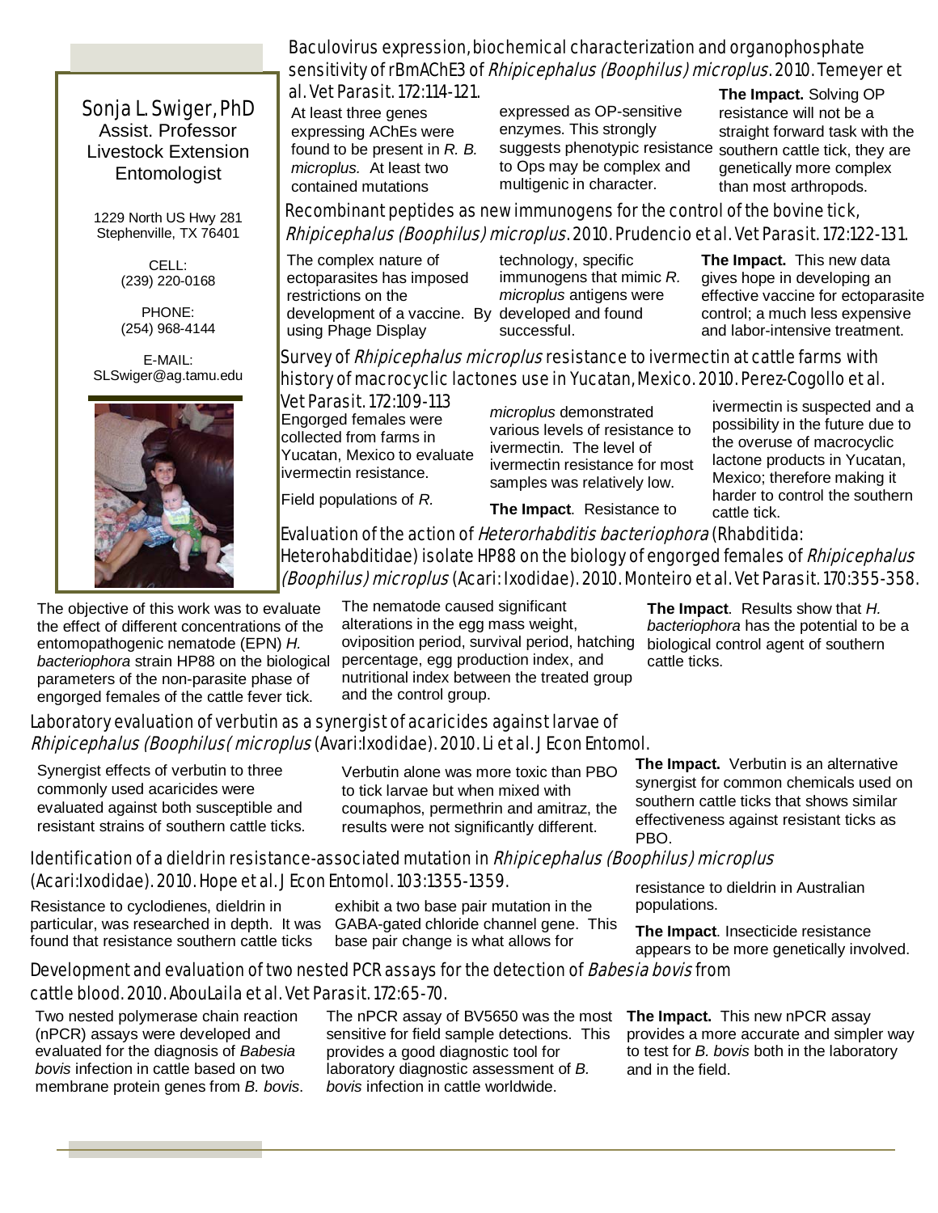Sonja L. Swiger, PhD
Assist. Professor
Livestock Extension Entomologist

1229 North US Hwy 281
Stephenville, TX 76401

CELL:
(239) 220-0168

PHONE:
(254) 968-4144

E-MAIL:
SLSwiger@ag.tamu.edu

### Baculovirus expression, biochemical characterization and organophosphate sensitivity of rBmAChE3 of *Rhipicephalus (Boophilus) microplus*. 2010. Temeyer et al. Vet Parasit. 172:114-121.

At least three genes expressing AChEs were found to be present in *R. B. microplus*. At least two contained mutations expressed as OP-sensitive enzymes. This strongly suggests phenotypic resistance to Ops may be complex and multigenic in character.

**The Impact.** Solving OP resistance will not be a straight forward task with the southern cattle tick, they are genetically more complex than most arthropods.

### Recombinant peptides as new immunogens for the control of the bovine tick, *Rhipicephalus (Boophilus) microplus*. 2010. Prudencio et al. Vet Parasit. 172:122-131.

The complex nature of ectoparasites has imposed restrictions on the development of a vaccine. By using Phage Display technology, specific immunogens that mimic *R. microplus* antigens were developed and found successful.

**The Impact.** This new data gives hope in developing an effective vaccine for ectoparasite control; a much less expensive and labor-intensive treatment.

### Survey of *Rhipicephalus microplus* resistance to ivermectin at cattle farms with history of macrocyclic lactones use in Yucatan, Mexico. 2010. Perez-Cogollo et al. Vet Parasit. 172:109-113

Engorged females were collected from farms in Yucatan, Mexico to evaluate ivermectin resistance.

Field populations of *R. microplus* demonstrated various levels of resistance to ivermectin. The level of ivermectin resistance for most samples was relatively low.

**The Impact**. Resistance to ivermectin is suspected and a possibility in the future due to the overuse of macrocyclic lactone products in Yucatan, Mexico; therefore making it harder to control the southern cattle tick.

### Evaluation of the action of *Heterorhabditis bacteriophora* (Rhabditida: Heterohabditidae) isolate HP88 on the biology of engorged females of *Rhipicephalus (Boophilus) microplus* (Acari: Ixodidae). 2010. Monteiro et al. Vet Parasit. 170:355-358.

The objective of this work was to evaluate the effect of different concentrations of the entomopathogenic nematode (EPN) *H. bacteriophora* strain HP88 on the biological parameters of the non-parasite phase of engorged females of the cattle fever tick.

The nematode caused significant alterations in the egg mass weight, oviposition period, survival period, hatching percentage, egg production index, and nutritional index between the treated group and the control group.

**The Impact**. Results show that *H. bacteriophora* has the potential to be a biological control agent of southern cattle ticks.

### Laboratory evaluation of verbutin as a synergist of acaricides against larvae of *Rhipicephalus (Boophilus( microplus* (Avari:Ixodidae). 2010. Li et al. J Econ Entomol.

Synergist effects of verbutin to three commonly used acaricides were evaluated against both susceptible and resistant strains of southern cattle ticks.

Verbutin alone was more toxic than PBO to tick larvae but when mixed with coumaphos, permethrin and amitraz, the results were not significantly different.

**The Impact.** Verbutin is an alternative synergist for common chemicals used on southern cattle ticks that shows similar effectiveness against resistant ticks as PBO.

### Identification of a dieldrin resistance-associated mutation in *Rhipicephalus (Boophilus) microplus* (Acari:Ixodidae). 2010. Hope et al. J Econ Entomol. 103:1355-1359.

Resistance to cyclodienes, dieldrin in particular, was researched in depth. It was found that resistance southern cattle ticks exhibit a two base pair mutation in the GABA-gated chloride channel gene. This base pair change is what allows for resistance to dieldrin in Australian populations.

**The Impact**. Insecticide resistance appears to be more genetically involved.

### Development and evaluation of two nested PCR assays for the detection of *Babesia bovis* from cattle blood. 2010. AbouLaila et al. Vet Parasit. 172:65-70.

Two nested polymerase chain reaction (nPCR) assays were developed and evaluated for the diagnosis of *Babesia bovis* infection in cattle based on two membrane protein genes from *B. bovis*.

The nPCR assay of BV5650 was the most sensitive for field sample detections. This provides a good diagnostic tool for laboratory diagnostic assessment of *B. bovis* infection in cattle worldwide.

**The Impact.** This new nPCR assay provides a more accurate and simpler way to test for *B. bovis* both in the laboratory and in the field.